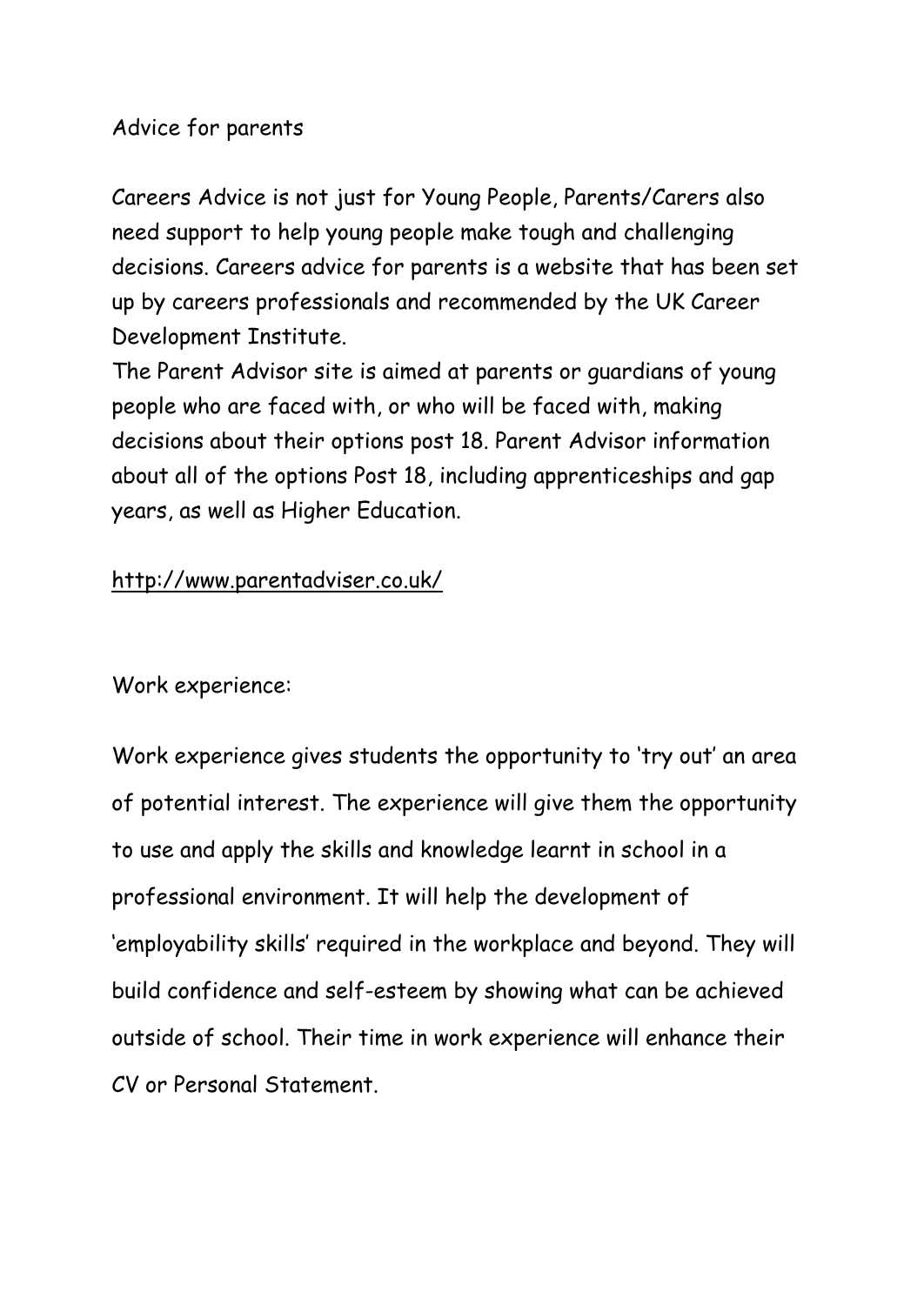Advice for parents

Careers Advice is not just for Young People, Parents/Carers also need support to help young people make tough and challenging decisions. Careers advice for parents is a website that has been set up by careers professionals and recommended by the UK Career Development Institute.
The Parent Advisor site is aimed at parents or guardians of young people who are faced with, or who will be faced with, making decisions about their options post 18. Parent Advisor information about all of the options Post 18, including apprenticeships and gap years, as well as Higher Education.

http://www.parentadviser.co.uk/

Work experience:

Work experience gives students the opportunity to 'try out' an area of potential interest. The experience will give them the opportunity to use and apply the skills and knowledge learnt in school in a professional environment. It will help the development of 'employability skills' required in the workplace and beyond. They will build confidence and self-esteem by showing what can be achieved outside of school. Their time in work experience will enhance their CV or Personal Statement.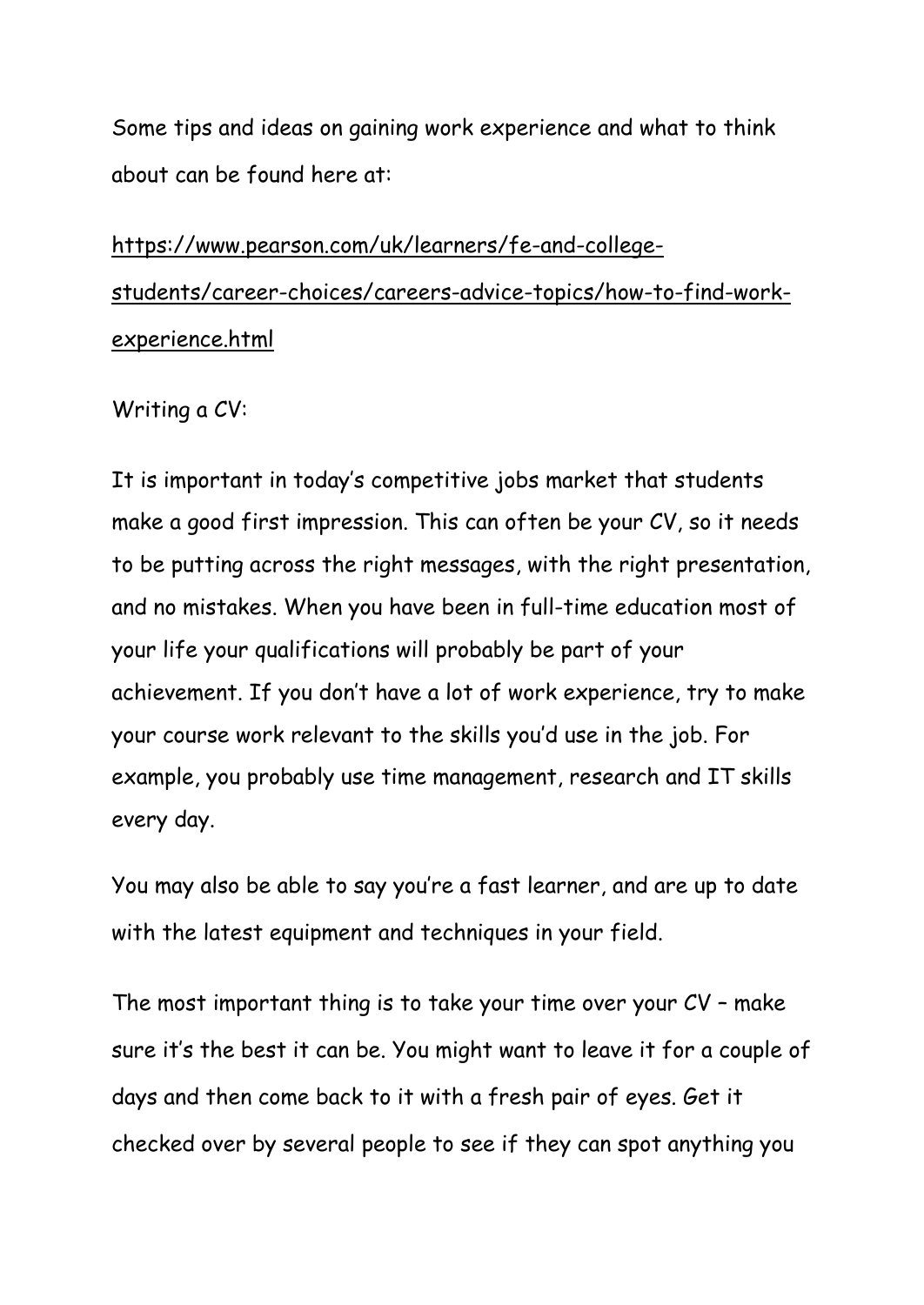Some tips and ideas on gaining work experience and what to think about can be found here at:

https://www.pearson.com/uk/learners/fe-and-college-students/career-choices/careers-advice-topics/how-to-find-work-experience.html

Writing a CV:

It is important in today's competitive jobs market that students make a good first impression. This can often be your CV, so it needs to be putting across the right messages, with the right presentation, and no mistakes. When you have been in full-time education most of your life your qualifications will probably be part of your achievement. If you don't have a lot of work experience, try to make your course work relevant to the skills you'd use in the job. For example, you probably use time management, research and IT skills every day.

You may also be able to say you're a fast learner, and are up to date with the latest equipment and techniques in your field.

The most important thing is to take your time over your CV – make sure it's the best it can be. You might want to leave it for a couple of days and then come back to it with a fresh pair of eyes. Get it checked over by several people to see if they can spot anything you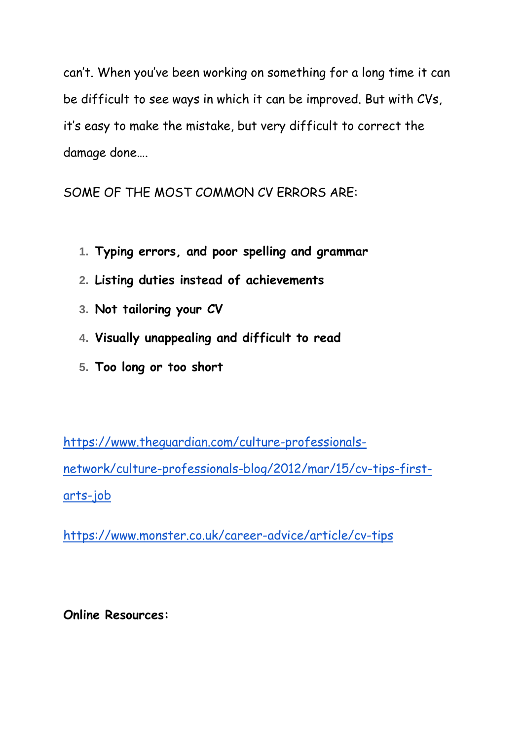can't. When you've been working on something for a long time it can be difficult to see ways in which it can be improved. But with CVs, it's easy to make the mistake, but very difficult to correct the damage done….

SOME OF THE MOST COMMON CV ERRORS ARE:

1. **Typing errors, and poor spelling and grammar**
2. **Listing duties instead of achievements**
3. **Not tailoring your CV**
4. **Visually unappealing and difficult to read**
5. **Too long or too short**

https://www.theguardian.com/culture-professionals-network/culture-professionals-blog/2012/mar/15/cv-tips-first-arts-job

https://www.monster.co.uk/career-advice/article/cv-tips

**Online Resources:**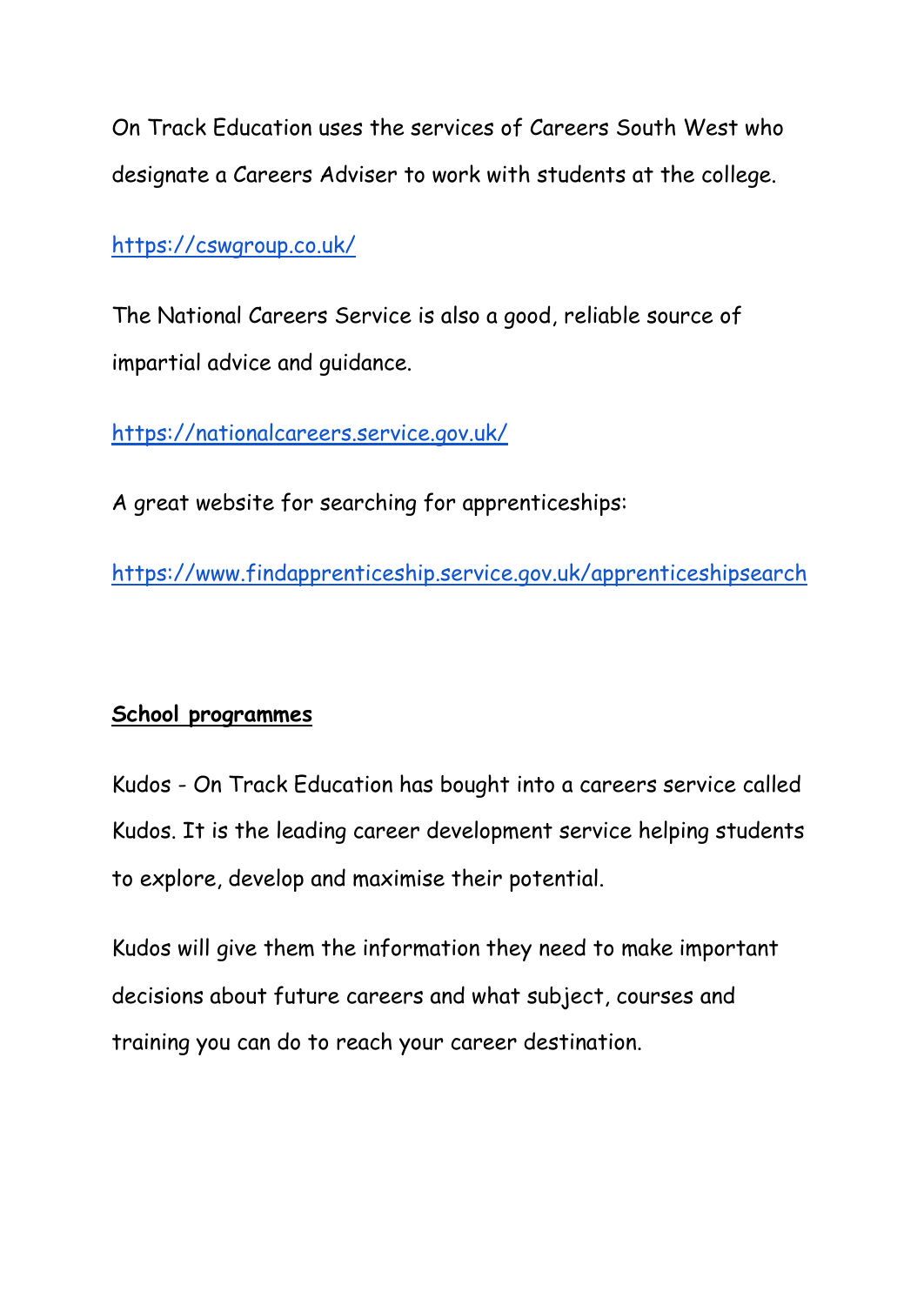On Track Education uses the services of Careers South West who designate a Careers Adviser to work with students at the college.

https://cswgroup.co.uk/

The National Careers Service is also a good, reliable source of impartial advice and guidance.

https://nationalcareers.service.gov.uk/

A great website for searching for apprenticeships:

https://www.findapprenticeship.service.gov.uk/apprenticeshipsearch

**School programmes**

Kudos - On Track Education has bought into a careers service called Kudos. It is the leading career development service helping students to explore, develop and maximise their potential.

Kudos will give them the information they need to make important decisions about future careers and what subject, courses and training you can do to reach your career destination.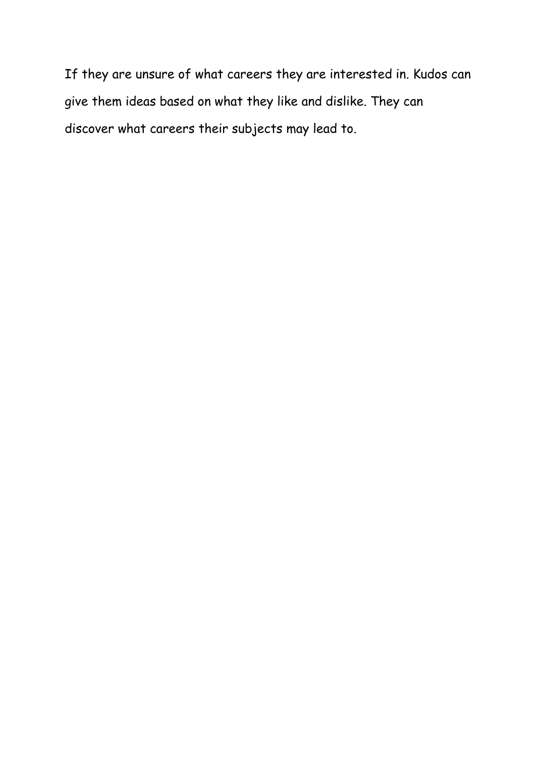If they are unsure of what careers they are interested in. Kudos can give them ideas based on what they like and dislike. They can discover what careers their subjects may lead to.